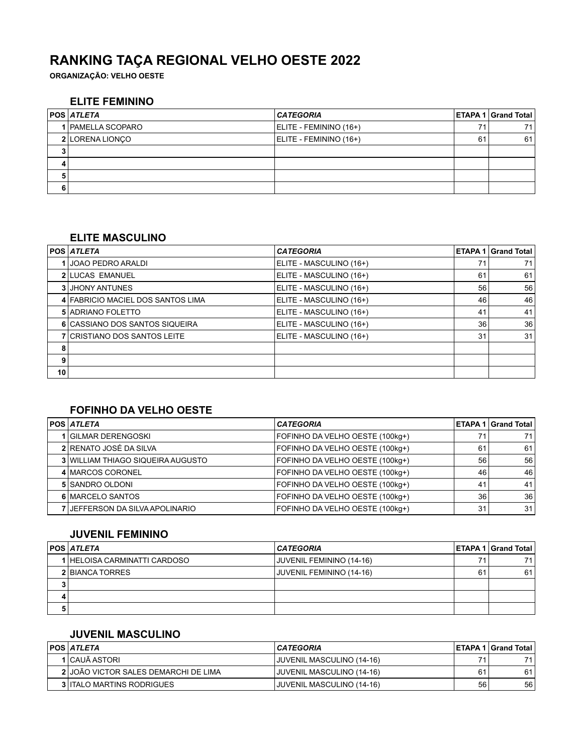# RANKING TAÇA REGIONAL VELHO OESTE 2022

**ORGANIZAÇÃO: VELHO OESTE**

### ELITE FEMININO

| POS | ATLETA | CATEGORIA | ETAPA 1 | Grand Total |
|---|---|---|---|---|
| 1 | PAMELLA SCOPARO | ELITE - FEMININO (16+) | 71 | 71 |
| 2 | LORENA LIONÇO | ELITE - FEMININO (16+) | 61 | 61 |
| 3 | | | | |
| 4 | | | | |
| 5 | | | | |
| 6 | | | | |

### ELITE MASCULINO

| POS | ATLETA | CATEGORIA | ETAPA 1 | Grand Total |
|---|---|---|---|---|
| 1 | JOAO PEDRO ARALDI | ELITE - MASCULINO (16+) | 71 | 71 |
| 2 | LUCAS EMANUEL | ELITE - MASCULINO (16+) | 61 | 61 |
| 3 | JHONY ANTUNES | ELITE - MASCULINO (16+) | 56 | 56 |
| 4 | FABRICIO MACIEL DOS SANTOS LIMA | ELITE - MASCULINO (16+) | 46 | 46 |
| 5 | ADRIANO FOLETTO | ELITE - MASCULINO (16+) | 41 | 41 |
| 6 | CASSIANO DOS SANTOS SIQUEIRA | ELITE - MASCULINO (16+) | 36 | 36 |
| 7 | CRISTIANO DOS SANTOS LEITE | ELITE - MASCULINO (16+) | 31 | 31 |
| 8 | | | | |
| 9 | | | | |
| 10 | | | | |

### FOFINHO DA VELHO OESTE

| POS | ATLETA | CATEGORIA | ETAPA 1 | Grand Total |
|---|---|---|---|---|
| 1 | GILMAR DERENGOSKI | FOFINHO DA VELHO OESTE (100kg+) | 71 | 71 |
| 2 | RENATO JOSÉ DA SILVA | FOFINHO DA VELHO OESTE (100kg+) | 61 | 61 |
| 3 | WILLIAM THIAGO SIQUEIRA AUGUSTO | FOFINHO DA VELHO OESTE (100kg+) | 56 | 56 |
| 4 | MARCOS CORONEL | FOFINHO DA VELHO OESTE (100kg+) | 46 | 46 |
| 5 | SANDRO OLDONI | FOFINHO DA VELHO OESTE (100kg+) | 41 | 41 |
| 6 | MARCELO SANTOS | FOFINHO DA VELHO OESTE (100kg+) | 36 | 36 |
| 7 | JEFFERSON DA SILVA APOLINARIO | FOFINHO DA VELHO OESTE (100kg+) | 31 | 31 |

### JUVENIL FEMININO

| POS | ATLETA | CATEGORIA | ETAPA 1 | Grand Total |
|---|---|---|---|---|
| 1 | HELOISA CARMINATTI CARDOSO | JUVENIL FEMININO (14-16) | 71 | 71 |
| 2 | BIANCA TORRES | JUVENIL FEMININO (14-16) | 61 | 61 |
| 3 | | | | |
| 4 | | | | |
| 5 | | | | |

### JUVENIL MASCULINO

| POS | ATLETA | CATEGORIA | ETAPA 1 | Grand Total |
|---|---|---|---|---|
| 1 | CAUÃ ASTORI | JUVENIL MASCULINO (14-16) | 71 | 71 |
| 2 | JOÃO VICTOR SALES DEMARCHI DE LIMA | JUVENIL MASCULINO (14-16) | 61 | 61 |
| 3 | ITALO MARTINS RODRIGUES | JUVENIL MASCULINO (14-16) | 56 | 56 |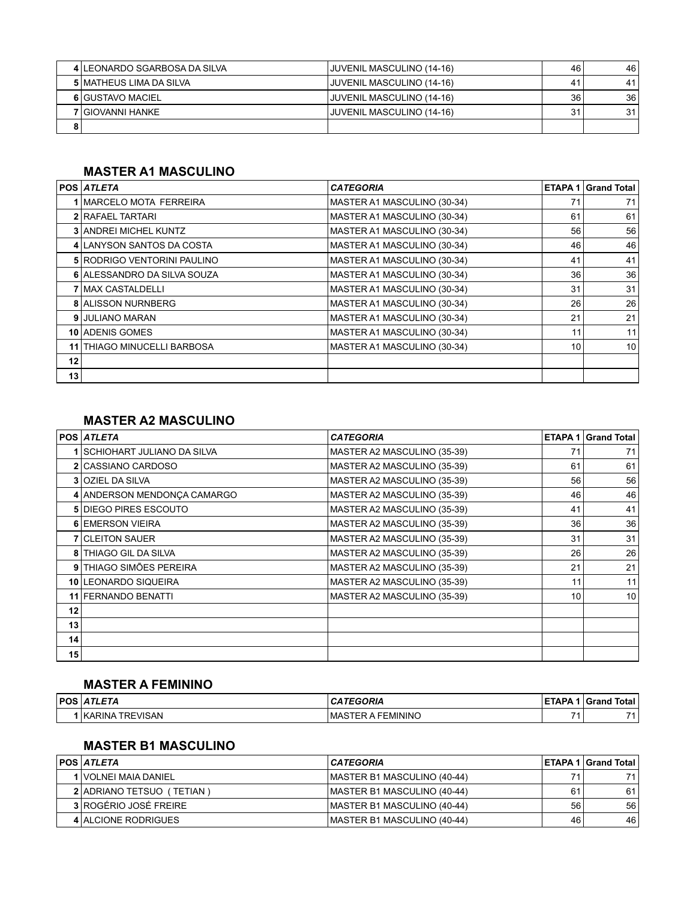| POS | ATLETA | CATEGORIA | ETAPA 1 | Grand Total |
|---|---|---|---|---|
| 4 | LEONARDO SGARBOSA DA SILVA | JUVENIL MASCULINO (14-16) | 46 | 46 |
| 5 | MATHEUS LIMA DA SILVA | JUVENIL MASCULINO (14-16) | 41 | 41 |
| 6 | GUSTAVO MACIEL | JUVENIL MASCULINO (14-16) | 36 | 36 |
| 7 | GIOVANNI HANKE | JUVENIL MASCULINO (14-16) | 31 | 31 |
| 8 | | | | |

### MASTER A1 MASCULINO

| POS | *ATLETA* | *CATEGORIA* | ETAPA 1 | Grand Total |
|---|---|---|---|---|
| 1 | MARCELO MOTA FERREIRA | MASTER A1 MASCULINO (30-34) | 71 | 71 |
| 2 | RAFAEL TARTARI | MASTER A1 MASCULINO (30-34) | 61 | 61 |
| 3 | ANDREI MICHEL KUNTZ | MASTER A1 MASCULINO (30-34) | 56 | 56 |
| 4 | LANYSON SANTOS DA COSTA | MASTER A1 MASCULINO (30-34) | 46 | 46 |
| 5 | RODRIGO VENTORINI PAULINO | MASTER A1 MASCULINO (30-34) | 41 | 41 |
| 6 | ALESSANDRO DA SILVA SOUZA | MASTER A1 MASCULINO (30-34) | 36 | 36 |
| 7 | MAX CASTALDELLI | MASTER A1 MASCULINO (30-34) | 31 | 31 |
| 8 | ALISSON NURNBERG | MASTER A1 MASCULINO (30-34) | 26 | 26 |
| 9 | JULIANO MARAN | MASTER A1 MASCULINO (30-34) | 21 | 21 |
| 10 | ADENIS GOMES | MASTER A1 MASCULINO (30-34) | 11 | 11 |
| 11 | THIAGO MINUCELLI BARBOSA | MASTER A1 MASCULINO (30-34) | 10 | 10 |
| 12 | | | | |
| 13 | | | | |

### MASTER A2 MASCULINO

| POS | *ATLETA* | *CATEGORIA* | ETAPA 1 | Grand Total |
|---|---|---|---|---|
| 1 | SCHIOHART JULIANO DA SILVA | MASTER A2 MASCULINO (35-39) | 71 | 71 |
| 2 | CASSIANO CARDOSO | MASTER A2 MASCULINO (35-39) | 61 | 61 |
| 3 | OZIEL DA SILVA | MASTER A2 MASCULINO (35-39) | 56 | 56 |
| 4 | ANDERSON MENDONÇA CAMARGO | MASTER A2 MASCULINO (35-39) | 46 | 46 |
| 5 | DIEGO PIRES ESCOUTO | MASTER A2 MASCULINO (35-39) | 41 | 41 |
| 6 | EMERSON VIEIRA | MASTER A2 MASCULINO (35-39) | 36 | 36 |
| 7 | CLEITON SAUER | MASTER A2 MASCULINO (35-39) | 31 | 31 |
| 8 | THIAGO GIL DA SILVA | MASTER A2 MASCULINO (35-39) | 26 | 26 |
| 9 | THIAGO SIMÕES PEREIRA | MASTER A2 MASCULINO (35-39) | 21 | 21 |
| 10 | LEONARDO SIQUEIRA | MASTER A2 MASCULINO (35-39) | 11 | 11 |
| 11 | FERNANDO BENATTI | MASTER A2 MASCULINO (35-39) | 10 | 10 |
| 12 | | | | |
| 13 | | | | |
| 14 | | | | |
| 15 | | | | |

### MASTER A FEMININO

| POS | *ATLETA* | *CATEGORIA* | ETAPA 1 | Grand Total |
|---|---|---|---|---|
| 1 | KARINA TREVISAN | MASTER A FEMININO | 71 | 71 |

### MASTER B1 MASCULINO

| POS | *ATLETA* | *CATEGORIA* | ETAPA 1 | Grand Total |
|---|---|---|---|---|
| 1 | VOLNEI MAIA DANIEL | MASTER B1 MASCULINO (40-44) | 71 | 71 |
| 2 | ADRIANO TETSUO ( TETIAN ) | MASTER B1 MASCULINO (40-44) | 61 | 61 |
| 3 | ROGÉRIO JOSÉ FREIRE | MASTER B1 MASCULINO (40-44) | 56 | 56 |
| 4 | ALCIONE RODRIGUES | MASTER B1 MASCULINO (40-44) | 46 | 46 |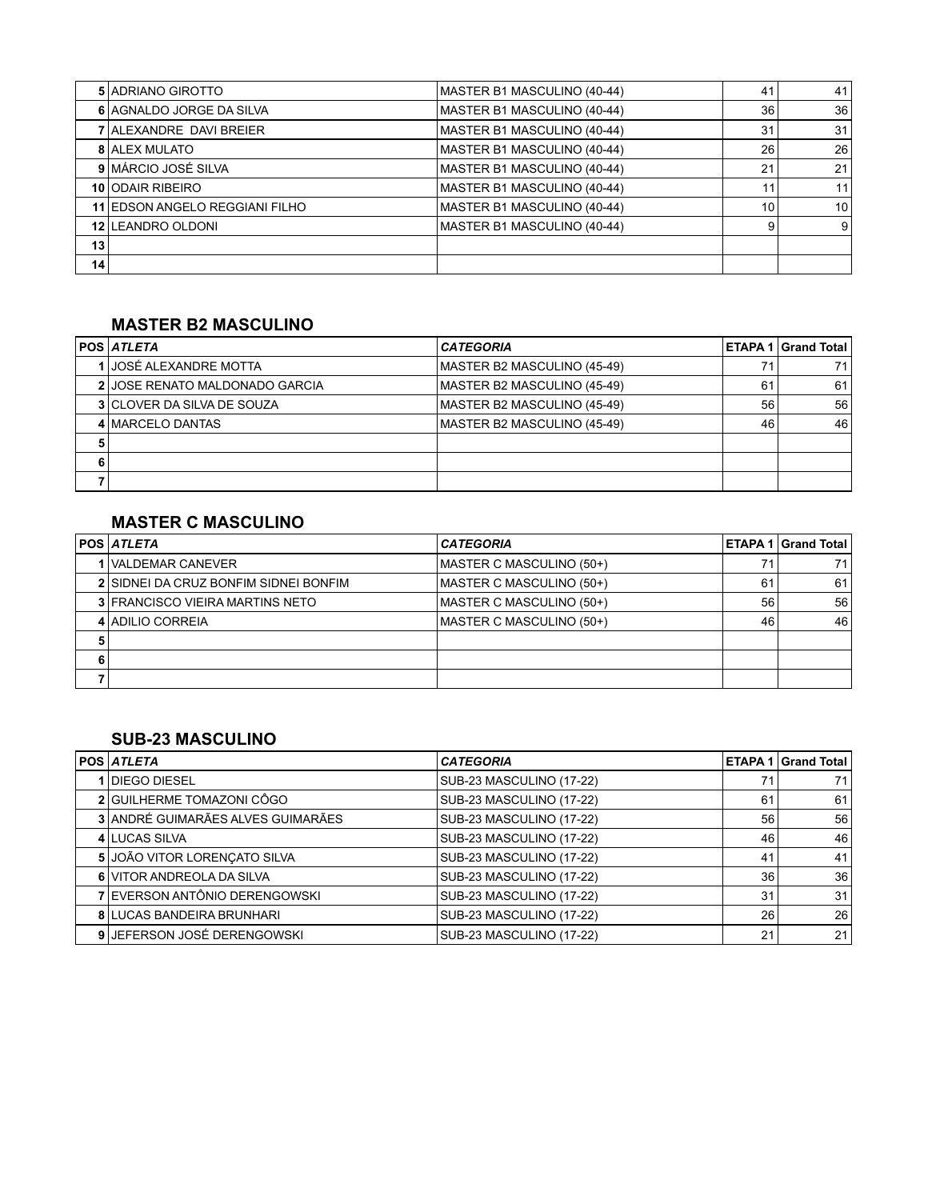| | | | | |
|---|---|---|---|---|
| 5 | ADRIANO GIROTTO | MASTER B1 MASCULINO (40-44) | 41 | 41 |
| 6 | AGNALDO JORGE DA SILVA | MASTER B1 MASCULINO (40-44) | 36 | 36 |
| 7 | ALEXANDRE DAVI BREIER | MASTER B1 MASCULINO (40-44) | 31 | 31 |
| 8 | ALEX MULATO | MASTER B1 MASCULINO (40-44) | 26 | 26 |
| 9 | MÁRCIO JOSÉ SILVA | MASTER B1 MASCULINO (40-44) | 21 | 21 |
| 10 | ODAIR RIBEIRO | MASTER B1 MASCULINO (40-44) | 11 | 11 |
| 11 | EDSON ANGELO REGGIANI FILHO | MASTER B1 MASCULINO (40-44) | 10 | 10 |
| 12 | LEANDRO OLDONI | MASTER B1 MASCULINO (40-44) | 9 | 9 |
| 13 | | | | |
| 14 | | | | |

### MASTER B2 MASCULINO

| POS | *ATLETA* | *CATEGORIA* | ETAPA 1 | Grand Total |
|---|---|---|---|---|
| 1 | JOSÉ ALEXANDRE MOTTA | MASTER B2 MASCULINO (45-49) | 71 | 71 |
| 2 | JOSE RENATO MALDONADO GARCIA | MASTER B2 MASCULINO (45-49) | 61 | 61 |
| 3 | CLOVER DA SILVA DE SOUZA | MASTER B2 MASCULINO (45-49) | 56 | 56 |
| 4 | MARCELO DANTAS | MASTER B2 MASCULINO (45-49) | 46 | 46 |
| 5 | | | | |
| 6 | | | | |
| 7 | | | | |

### MASTER C MASCULINO

| POS | *ATLETA* | *CATEGORIA* | ETAPA 1 | Grand Total |
|---|---|---|---|---|
| 1 | VALDEMAR CANEVER | MASTER C MASCULINO (50+) | 71 | 71 |
| 2 | SIDNEI DA CRUZ BONFIM SIDNEI BONFIM | MASTER C MASCULINO (50+) | 61 | 61 |
| 3 | FRANCISCO VIEIRA MARTINS NETO | MASTER C MASCULINO (50+) | 56 | 56 |
| 4 | ADILIO CORREIA | MASTER C MASCULINO (50+) | 46 | 46 |
| 5 | | | | |
| 6 | | | | |
| 7 | | | | |

### SUB-23 MASCULINO

| POS | *ATLETA* | *CATEGORIA* | ETAPA 1 | Grand Total |
|---|---|---|---|---|
| 1 | DIEGO DIESEL | SUB-23 MASCULINO (17-22) | 71 | 71 |
| 2 | GUILHERME TOMAZONI CÔGO | SUB-23 MASCULINO (17-22) | 61 | 61 |
| 3 | ANDRÉ GUIMARÃES ALVES GUIMARÃES | SUB-23 MASCULINO (17-22) | 56 | 56 |
| 4 | LUCAS SILVA | SUB-23 MASCULINO (17-22) | 46 | 46 |
| 5 | JOÃO VITOR LORENÇATO SILVA | SUB-23 MASCULINO (17-22) | 41 | 41 |
| 6 | VITOR ANDREOLA DA SILVA | SUB-23 MASCULINO (17-22) | 36 | 36 |
| 7 | EVERSON ANTÔNIO DERENGOWSKI | SUB-23 MASCULINO (17-22) | 31 | 31 |
| 8 | LUCAS BANDEIRA BRUNHARI | SUB-23 MASCULINO (17-22) | 26 | 26 |
| 9 | JEFERSON JOSÉ DERENGOWSKI | SUB-23 MASCULINO (17-22) | 21 | 21 |